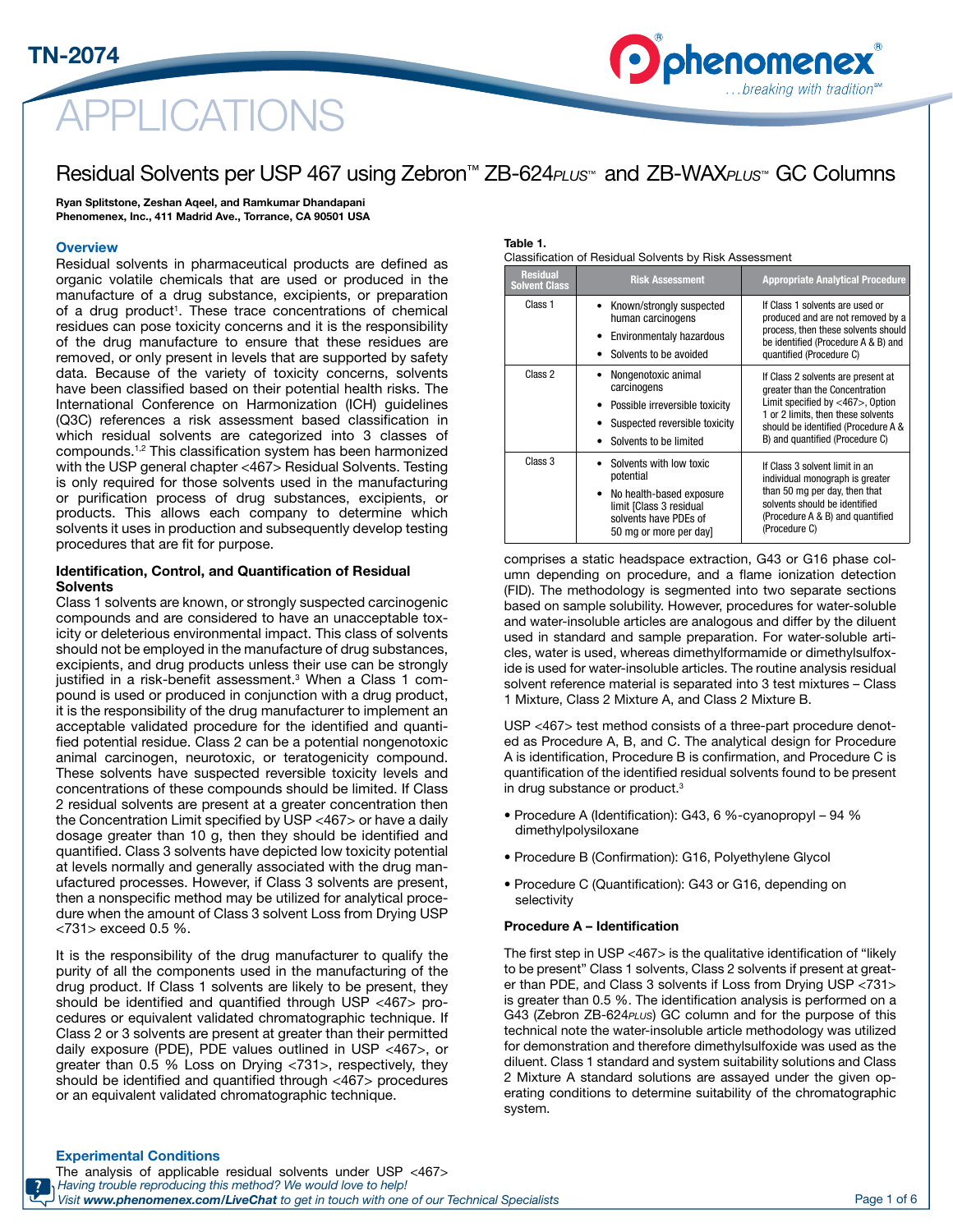TN-2074

# APPLICATIONS

## Residual Solvents per USP 467 using Zebron™ ZB-624*PLUS*™ and ZB-WAX*PLUS*™ GC Columns

**Ryan Splitstone, Zeshan Aqeel, and Ramkumar Dhandapani**
**Phenomenex, Inc., 411 Madrid Ave., Torrance, CA 90501 USA**

### Overview

Residual solvents in pharmaceutical products are defined as organic volatile chemicals that are used or produced in the manufacture of a drug substance, excipients, or preparation of a drug product[1]. These trace concentrations of chemical residues can pose toxicity concerns and it is the responsibility of the drug manufacture to ensure that these residues are removed, or only present in levels that are supported by safety data. Because of the variety of toxicity concerns, solvents have been classified based on their potential health risks. The International Conference on Harmonization (ICH) guidelines (Q3C) references a risk assessment based classification in which residual solvents are categorized into 3 classes of compounds.[1,2] This classification system has been harmonized with the USP general chapter <467> Residual Solvents. Testing is only required for those solvents used in the manufacturing or purification process of drug substances, excipients, or products. This allows each company to determine which solvents it uses in production and subsequently develop testing procedures that are fit for purpose.

### Identification, Control, and Quantification of Residual Solvents

Class 1 solvents are known, or strongly suspected carcinogenic compounds and are considered to have an unacceptable toxicity or deleterious environmental impact. This class of solvents should not be employed in the manufacture of drug substances, excipients, and drug products unless their use can be strongly justified in a risk-benefit assessment.[3] When a Class 1 compound is used or produced in conjunction with a drug product, it is the responsibility of the drug manufacturer to implement an acceptable validated procedure for the identified and quantified potential residue. Class 2 can be a potential nongenotoxic animal carcinogen, neurotoxic, or teratogenicity compound. These solvents have suspected reversible toxicity levels and concentrations of these compounds should be limited. If Class 2 residual solvents are present at a greater concentration then the Concentration Limit specified by USP <467> or have a daily dosage greater than 10 g, then they should be identified and quantified. Class 3 solvents have depicted low toxicity potential at levels normally and generally associated with the drug manufactured processes. However, if Class 3 solvents are present, then a nonspecific method may be utilized for analytical procedure when the amount of Class 3 solvent Loss from Drying USP <731> exceed 0.5 %.

It is the responsibility of the drug manufacturer to qualify the purity of all the components used in the manufacturing of the drug product. If Class 1 solvents are likely to be present, they should be identified and quantified through USP <467> procedures or equivalent validated chromatographic technique. If Class 2 or 3 solvents are present at greater than their permitted daily exposure (PDE), PDE values outlined in USP <467>, or greater than 0.5 % Loss on Drying <731>, respectively, they should be identified and quantified through <467> procedures or an equivalent validated chromatographic technique.

### Experimental Conditions

The analysis of applicable residual solvents under USP <467> comprises a static headspace extraction, G43 or G16 phase column depending on procedure, and a flame ionization detection (FID). The methodology is segmented into two separate sections based on sample solubility. However, procedures for water-soluble and water-insoluble articles are analogous and differ by the diluent used in standard and sample preparation. For water-soluble articles, water is used, whereas dimethylformamide or dimethylsulfoxide is used for water-insoluble articles. The routine analysis residual solvent reference material is separated into 3 test mixtures – Class 1 Mixture, Class 2 Mixture A, and Class 2 Mixture B.

**Table 1.**
Classification of Residual Solvents by Risk Assessment

| Residual Solvent Class | Risk Assessment | Appropriate Analytical Procedure |
|---|---|---|
| Class 1 | • Known/strongly suspected human carcinogens<br>• Environmentaly hazardous<br>• Solvents to be avoided | If Class 1 solvents are used or produced and are not removed by a process, then these solvents should be identified (Procedure A & B) and quantified (Procedure C) |
| Class 2 | • Nongenotoxic animal carcinogens<br>• Possible irreversible toxicity<br>• Suspected reversible toxicity<br>• Solvents to be limited | If Class 2 solvents are present at greater than the Concentration Limit specified by <467>, Option 1 or 2 limits, then these solvents should be identified (Procedure A & B) and quantified (Procedure C) |
| Class 3 | • Solvents with low toxic potential<br>• No health-based exposure limit [Class 3 residual solvents have PDEs of 50 mg or more per day] | If Class 3 solvent limit in an individual monograph is greater than 50 mg per day, then that solvents should be identified (Procedure A & B) and quantified (Procedure C) |

USP <467> test method consists of a three-part procedure denoted as Procedure A, B, and C. The analytical design for Procedure A is identification, Procedure B is confirmation, and Procedure C is quantification of the identified residual solvents found to be present in drug substance or product.[3]

- Procedure A (Identification): G43, 6 %-cyanopropyl – 94 % dimethylpolysiloxane
- Procedure B (Confirmation): G16, Polyethylene Glycol
- Procedure C (Quantification): G43 or G16, depending on selectivity

**Procedure A – Identification**

The first step in USP <467> is the qualitative identification of "likely to be present" Class 1 solvents, Class 2 solvents if present at greater than PDE, and Class 3 solvents if Loss from Drying USP <731> is greater than 0.5 %. The identification analysis is performed on a G43 (Zebron ZB-624*PLUS*) GC column and for the purpose of this technical note the water-insoluble article methodology was utilized for demonstration and therefore dimethylsulfoxide was used as the diluent. Class 1 standard and system suitability solutions and Class 2 Mixture A standard solutions are assayed under the given operating conditions to determine suitability of the chromatographic system.

*Having trouble reproducing this method? We would love to help!*
*Visit **www.phenomenex.com/LiveChat** to get in touch with one of our Technical Specialists*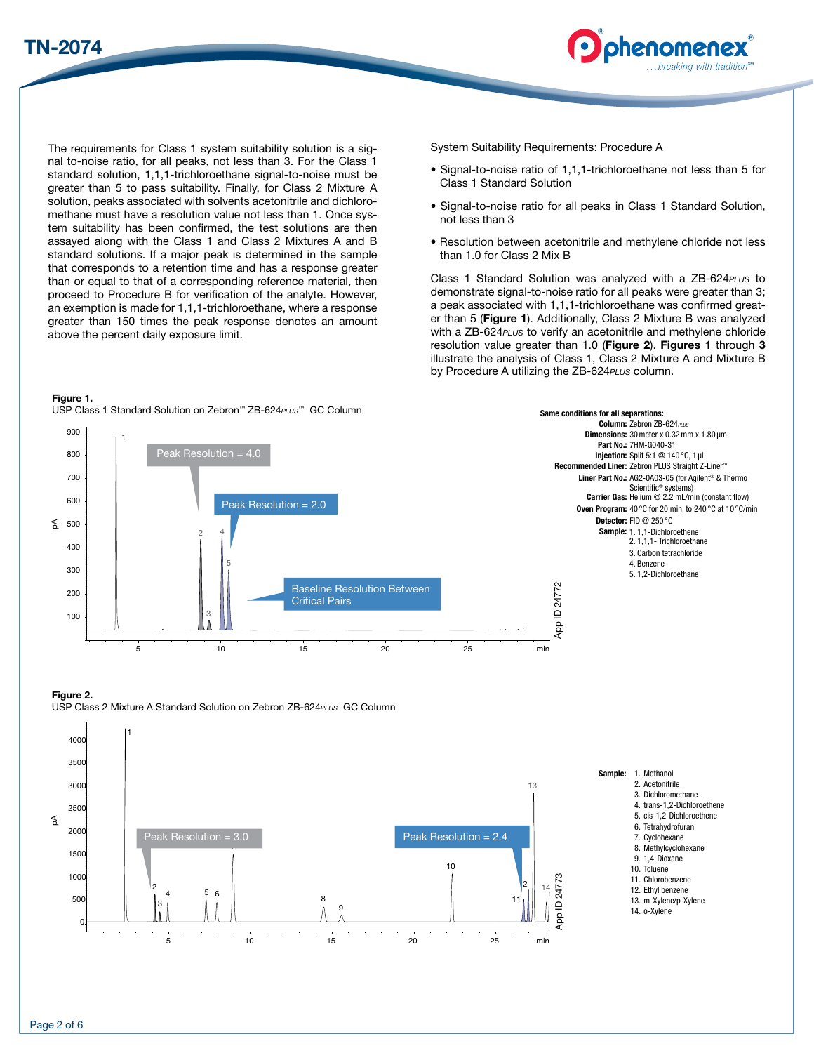The requirements for Class 1 system suitability solution is a signal to-noise ratio, for all peaks, not less than 3. For the Class 1 standard solution, 1,1,1-trichloroethane signal-to-noise must be greater than 5 to pass suitability. Finally, for Class 2 Mixture A solution, peaks associated with solvents acetonitrile and dichloromethane must have a resolution value not less than 1. Once system suitability has been confirmed, the test solutions are then assayed along with the Class 1 and Class 2 Mixtures A and B standard solutions. If a major peak is determined in the sample that corresponds to a retention time and has a response greater than or equal to that of a corresponding reference material, then proceed to Procedure B for verification of the analyte. However, an exemption is made for 1,1,1-trichloroethane, where a response greater than 150 times the peak response denotes an amount above the percent daily exposure limit.

System Suitability Requirements: Procedure A

- Signal-to-noise ratio of 1,1,1-trichloroethane not less than 5 for Class 1 Standard Solution
- Signal-to-noise ratio for all peaks in Class 1 Standard Solution, not less than 3
- Resolution between acetonitrile and methylene chloride not less than 1.0 for Class 2 Mix B

Class 1 Standard Solution was analyzed with a ZB-624*PLUS* to demonstrate signal-to-noise ratio for all peaks were greater than 3; a peak associated with 1,1,1-trichloroethane was confirmed greater than 5 (**Figure 1**). Additionally, Class 2 Mixture B was analyzed with a ZB-624*PLUS* to verify an acetonitrile and methylene chloride resolution value greater than 1.0 (**Figure 2**). **Figures 1** through **3** illustrate the analysis of Class 1, Class 2 Mixture A and Mixture B by Procedure A utilizing the ZB-624*PLUS* column.

**Figure 1.**
USP Class 1 Standard Solution on Zebron™ ZB-624*PLUS*™ GC Column

Peak Resolution = 4.0
Peak Resolution = 2.0
Baseline Resolution Between Critical Pairs

App ID 24772

**Same conditions for all separations:**
**Column:** Zebron ZB-624*PLUS*
**Dimensions:** 30 meter x 0.32 mm x 1.80 µm
**Part No.:** 7HM-G040-31
**Injection:** Split 5:1 @ 140 °C, 1 µL
**Recommended Liner:** Zebron PLUS Straight Z-Liner™
**Liner Part No.:** AG2-0A03-05 (for Agilent® & Thermo Scientific® systems)
**Carrier Gas:** Helium @ 2.2 mL/min (constant flow)
**Oven Program:** 40 °C for 20 min, to 240 °C at 10 °C/min
**Detector:** FID @ 250 °C
**Sample:**
1. 1,1-Dichloroethene
2. 1,1,1- Trichloroethane
3. Carbon tetrachloride
4. Benzene
5. 1,2-Dichloroethane

**Figure 2.**
USP Class 2 Mixture A Standard Solution on Zebron ZB-624*PLUS* GC Column

Peak Resolution = 3.0
Peak Resolution = 2.4

App ID 24773

**Sample:**
1. Methanol
2. Acetonitrile
3. Dichloromethane
4. trans-1,2-Dichloroethene
5. cis-1,2-Dichloroethene
6. Tetrahydrofuran
7. Cyclohexane
8. Methylcyclohexane
9. 1,4-Dioxane
10. Toluene
11. Chlorobenzene
12. Ethyl benzene
13. m-Xylene/p-Xylene
14. o-Xylene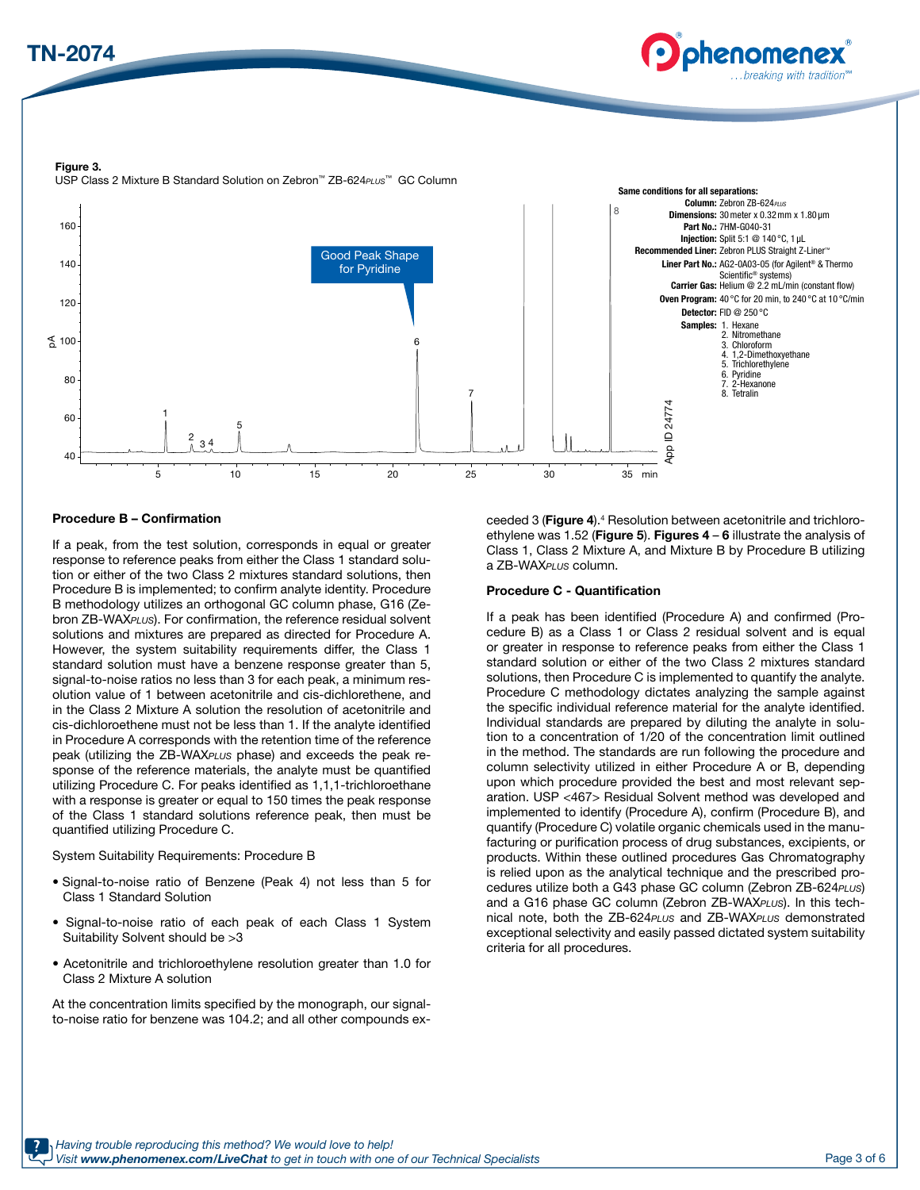**Figure 3.**
USP Class 2 Mixture B Standard Solution on Zebron™ ZB-624*PLUS*™ GC Column

**Same conditions for all separations:**
**Column:** Zebron ZB-624*PLUS*
**Dimensions:** 30 meter x 0.32 mm x 1.80 µm
**Part No.:** 7HM-G040-31
**Injection:** Split 5:1 @ 140 °C, 1 µL
**Recommended Liner:** Zebron PLUS Straight Z-Liner™
**Liner Part No.:** AG2-0A03-05 (for Agilent® & Thermo Scientific® systems)
**Carrier Gas:** Helium @ 2.2 mL/min (constant flow)
**Oven Program:** 40 °C for 20 min, to 240 °C at 10 °C/min
**Detector:** FID @ 250 °C
**Samples:**
1. Hexane
2. Nitromethane
3. Chloroform
4. 1,2-Dimethoxyethane
5. Trichlorethylene
6. Pyridine
7. 2-Hexanone
8. Tetralin

Good Peak Shape for Pyridine

App ID 24774

### Procedure B – Confirmation

If a peak, from the test solution, corresponds in equal or greater response to reference peaks from either the Class 1 standard solution or either of the two Class 2 mixtures standard solutions, then Procedure B is implemented; to confirm analyte identity. Procedure B methodology utilizes an orthogonal GC column phase, G16 (Zebron ZB-WAX*PLUS*). For confirmation, the reference residual solvent solutions and mixtures are prepared as directed for Procedure A. However, the system suitability requirements differ, the Class 1 standard solution must have a benzene response greater than 5, signal-to-noise ratios no less than 3 for each peak, a minimum resolution value of 1 between acetonitrile and cis-dichlorethene, and in the Class 2 Mixture A solution the resolution of acetonitrile and cis-dichloroethene must not be less than 1. If the analyte identified in Procedure A corresponds with the retention time of the reference peak (utilizing the ZB-WAX*PLUS* phase) and exceeds the peak response of the reference materials, the analyte must be quantified utilizing Procedure C. For peaks identified as 1,1,1-trichloroethane with a response is greater or equal to 150 times the peak response of the Class 1 standard solutions reference peak, then must be quantified utilizing Procedure C.

System Suitability Requirements: Procedure B

- Signal-to-noise ratio of Benzene (Peak 4) not less than 5 for Class 1 Standard Solution
- Signal-to-noise ratio of each peak of each Class 1 System Suitability Solvent should be >3
- Acetonitrile and trichloroethylene resolution greater than 1.0 for Class 2 Mixture A solution

At the concentration limits specified by the monograph, our signal-to-noise ratio for benzene was 104.2; and all other compounds exceeded 3 (**Figure 4**).[4] Resolution between acetonitrile and trichloroethylene was 1.52 (**Figure 5**). **Figures 4** – **6** illustrate the analysis of Class 1, Class 2 Mixture A, and Mixture B by Procedure B utilizing a ZB-WAX*PLUS* column.

### Procedure C - Quantification

If a peak has been identified (Procedure A) and confirmed (Procedure B) as a Class 1 or Class 2 residual solvent and is equal or greater in response to reference peaks from either the Class 1 standard solution or either of the two Class 2 mixtures standard solutions, then Procedure C is implemented to quantify the analyte. Procedure C methodology dictates analyzing the sample against the specific individual reference material for the analyte identified. Individual standards are prepared by diluting the analyte in solution to a concentration of 1/20 of the concentration limit outlined in the method. The standards are run following the procedure and column selectivity utilized in either Procedure A or B, depending upon which procedure provided the best and most relevant separation. USP <467> Residual Solvent method was developed and implemented to identify (Procedure A), confirm (Procedure B), and quantify (Procedure C) volatile organic chemicals used in the manufacturing or purification process of drug substances, excipients, or products. Within these outlined procedures Gas Chromatography is relied upon as the analytical technique and the prescribed procedures utilize both a G43 phase GC column (Zebron ZB-624*PLUS*) and a G16 phase GC column (Zebron ZB-WAX*PLUS*). In this technical note, both the ZB-624*PLUS* and ZB-WAX*PLUS* demonstrated exceptional selectivity and easily passed dictated system suitability criteria for all procedures.

*Having trouble reproducing this method? We would love to help!*
*Visit **www.phenomenex.com/LiveChat** to get in touch with one of our Technical Specialists*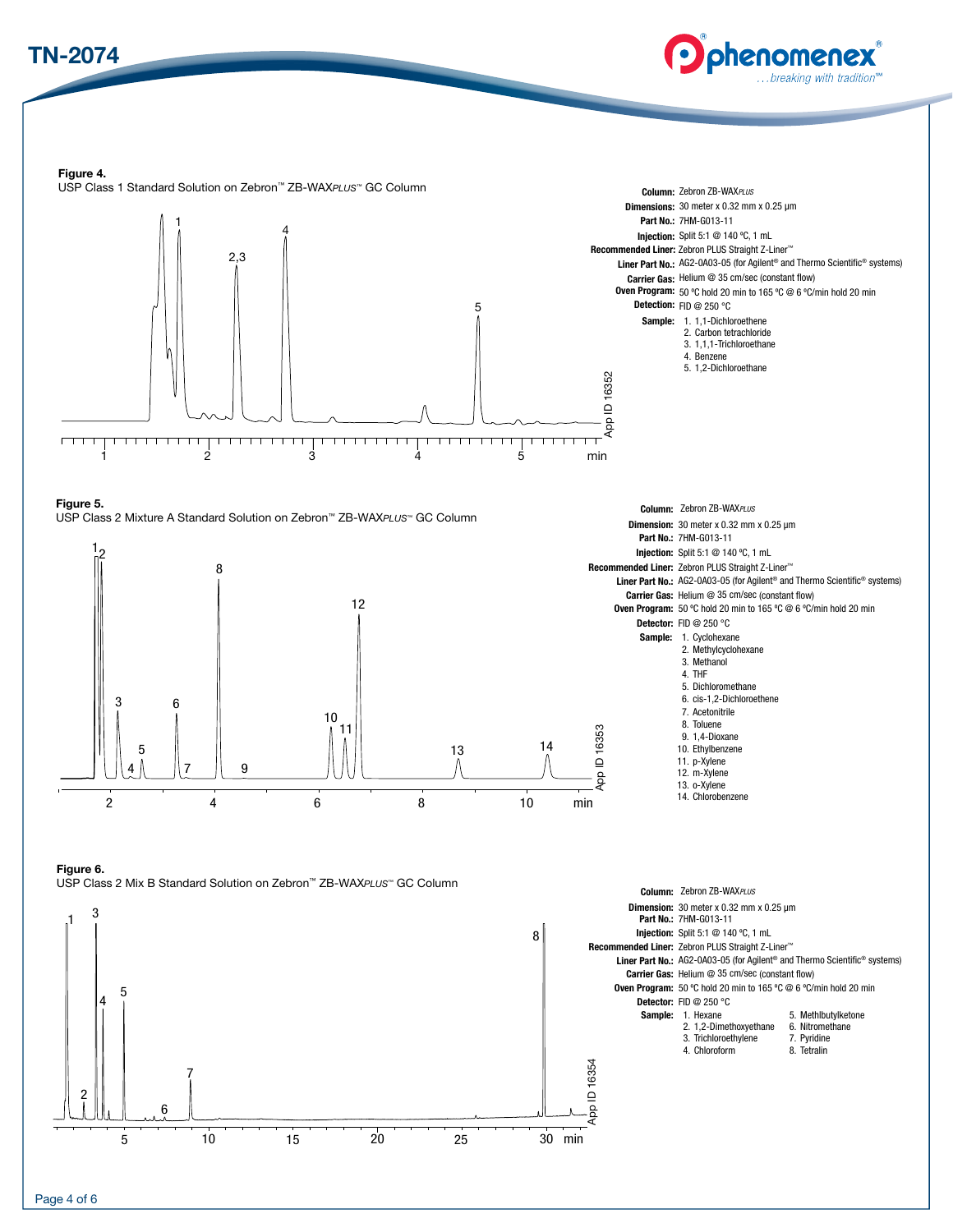**Figure 4.**
USP Class 1 Standard Solution on Zebron™ ZB-WAX*PLUS*™ GC Column

**Column:** Zebron ZB-WAX*PLUS*
**Dimensions:** 30 meter x 0.32 mm x 0.25 µm
**Part No.:** 7HM-G013-11
**Injection:** Split 5:1 @ 140 °C, 1 mL
**Recommended Liner:** Zebron PLUS Straight Z-Liner™
**Liner Part No.:** AG2-0A03-05 (for Agilent® and Thermo Scientific® systems)
**Carrier Gas:** Helium @ 35 cm/sec (constant flow)
**Oven Program:** 50 °C hold 20 min to 165 °C @ 6 °C/min hold 20 min
**Detection:** FID @ 250 °C
**Sample:**
1. 1,1-Dichloroethene
2. Carbon tetrachloride
3. 1,1,1-Trichloroethane
4. Benzene
5. 1,2-Dichloroethane

App ID 16352

**Figure 5.**
USP Class 2 Mixture A Standard Solution on Zebron™ ZB-WAX*PLUS*™ GC Column

**Column:** Zebron ZB-WAX*PLUS*
**Dimension:** 30 meter x 0.32 mm x 0.25 µm
**Part No.:** 7HM-G013-11
**Injection:** Split 5:1 @ 140 °C, 1 mL
**Recommended Liner:** Zebron PLUS Straight Z-Liner™
**Liner Part No.:** AG2-0A03-05 (for Agilent® and Thermo Scientific® systems)
**Carrier Gas:** Helium @ 35 cm/sec (constant flow)
**Oven Program:** 50 °C hold 20 min to 165 °C @ 6 °C/min hold 20 min
**Detector:** FID @ 250 °C
**Sample:**
1. Cyclohexane
2. Methylcyclohexane
3. Methanol
4. THF
5. Dichloromethane
6. cis-1,2-Dichloroethene
7. Acetonitrile
8. Toluene
9. 1,4-Dioxane
10. Ethylbenzene
11. p-Xylene
12. m-Xylene
13. o-Xylene
14. Chlorobenzene

App ID 16353

**Figure 6.**
USP Class 2 Mix B Standard Solution on Zebron™ ZB-WAX*PLUS*™ GC Column

**Column:** Zebron ZB-WAX*PLUS*
**Dimension:** 30 meter x 0.32 mm x 0.25 µm
**Part No.:** 7HM-G013-11
**Injection:** Split 5:1 @ 140 °C, 1 mL
**Recommended Liner:** Zebron PLUS Straight Z-Liner™
**Liner Part No.:** AG2-0A03-05 (for Agilent® and Thermo Scientific® systems)
**Carrier Gas:** Helium @ 35 cm/sec (constant flow)
**Oven Program:** 50 °C hold 20 min to 165 °C @ 6 °C/min hold 20 min
**Detector:** FID @ 250 °C
**Sample:**
1. Hexane
2. 1,2-Dimethoxyethane
3. Trichloroethylene
4. Chloroform
5. Methlbutylketone
6. Nitromethane
7. Pyridine
8. Tetralin

App ID 16354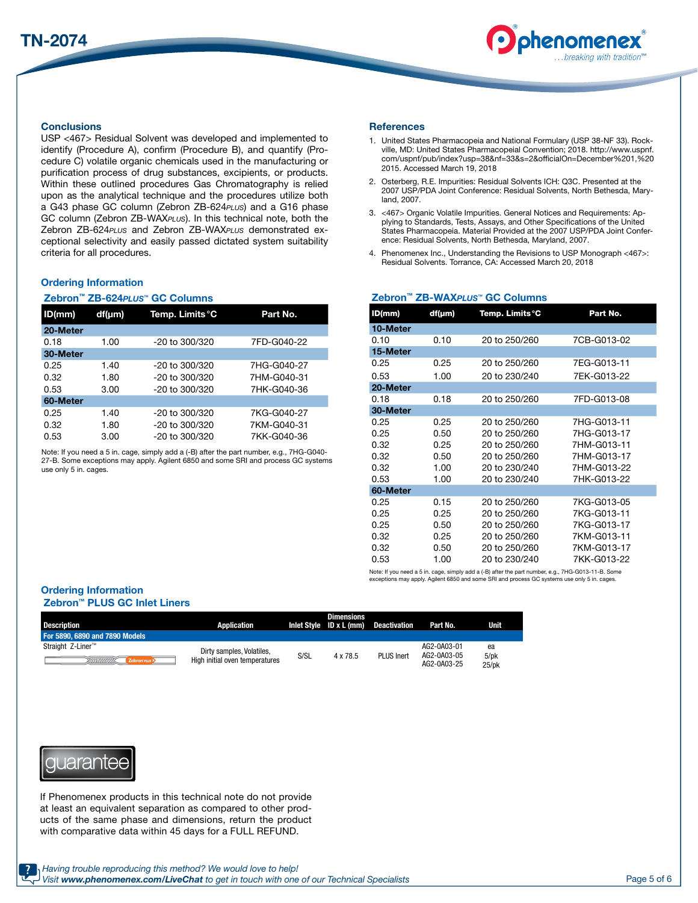## Conclusions

USP <467> Residual Solvent was developed and implemented to identify (Procedure A), confirm (Procedure B), and quantify (Procedure C) volatile organic chemicals used in the manufacturing or purification process of drug substances, excipients, or products. Within these outlined procedures Gas Chromatography is relied upon as the analytical technique and the procedures utilize both a G43 phase GC column (Zebron ZB-624*PLUS*) and a G16 phase GC column (Zebron ZB-WAX*PLUS*). In this technical note, both the Zebron ZB-624*PLUS* and Zebron ZB-WAX*PLUS* demonstrated exceptional selectivity and easily passed dictated system suitability criteria for all procedures.

## References

1. United States Pharmacopeia and National Formulary (USP 38-NF 33). Rockville, MD: United States Pharmacopeial Convention; 2018. http://www.uspnf.com/uspnf/pub/index?usp=38&nf=33&s=2&officialOn=December%201,%202015. Accessed March 19, 2018
2. Osterberg, R.E. Impurities: Residual Solvents ICH: Q3C. Presented at the 2007 USP/PDA Joint Conference: Residual Solvents, North Bethesda, Maryland, 2007.
3. <467> Organic Volatile Impurities. General Notices and Requirements: Applying to Standards, Tests, Assays, and Other Specifications of the United States Pharmacopeia. Material Provided at the 2007 USP/PDA Joint Conference: Residual Solvents, North Bethesda, Maryland, 2007.
4. Phenomenex Inc., Understanding the Revisions to USP Monograph <467>: Residual Solvents. Torrance, CA: Accessed March 20, 2018

## Ordering Information

### Zebron™ ZB-624*PLUS*™ GC Columns

| ID(mm) | df(µm) | Temp. Limits °C | Part No. |
|---|---|---|---|
| **20-Meter** | | | |
| 0.18 | 1.00 | -20 to 300/320 | 7FD-G040-22 |
| **30-Meter** | | | |
| 0.25 | 1.40 | -20 to 300/320 | 7HG-G040-27 |
| 0.32 | 1.80 | -20 to 300/320 | 7HM-G040-31 |
| 0.53 | 3.00 | -20 to 300/320 | 7HK-G040-36 |
| **60-Meter** | | | |
| 0.25 | 1.40 | -20 to 300/320 | 7KG-G040-27 |
| 0.32 | 1.80 | -20 to 300/320 | 7KM-G040-31 |
| 0.53 | 3.00 | -20 to 300/320 | 7KK-G040-36 |

Note: If you need a 5 in. cage, simply add a (-B) after the part number, e.g., 7HG-G040-27-B. Some exceptions may apply. Agilent 6850 and some SRI and process GC systems use only 5 in. cages.

### Zebron™ ZB-WAX*PLUS*™ GC Columns

| ID(mm) | df(µm) | Temp. Limits °C | Part No. |
|---|---|---|---|
| **10-Meter** | | | |
| 0.10 | 0.10 | 20 to 250/260 | 7CB-G013-02 |
| **15-Meter** | | | |
| 0.25 | 0.25 | 20 to 250/260 | 7EG-G013-11 |
| 0.53 | 1.00 | 20 to 230/240 | 7EK-G013-22 |
| **20-Meter** | | | |
| 0.18 | 0.18 | 20 to 250/260 | 7FD-G013-08 |
| **30-Meter** | | | |
| 0.25 | 0.25 | 20 to 250/260 | 7HG-G013-11 |
| 0.25 | 0.50 | 20 to 250/260 | 7HG-G013-17 |
| 0.32 | 0.25 | 20 to 250/260 | 7HM-G013-11 |
| 0.32 | 0.50 | 20 to 250/260 | 7HM-G013-17 |
| 0.32 | 1.00 | 20 to 230/240 | 7HM-G013-22 |
| 0.53 | 1.00 | 20 to 230/240 | 7HK-G013-22 |
| **60-Meter** | | | |
| 0.25 | 0.15 | 20 to 250/260 | 7KG-G013-05 |
| 0.25 | 0.25 | 20 to 250/260 | 7KG-G013-11 |
| 0.25 | 0.50 | 20 to 250/260 | 7KG-G013-17 |
| 0.32 | 0.25 | 20 to 250/260 | 7KM-G013-11 |
| 0.32 | 0.50 | 20 to 250/260 | 7KM-G013-17 |
| 0.53 | 1.00 | 20 to 230/240 | 7KK-G013-22 |

Note: If you need a 5 in. cage, simply add a (-B) after the part number, e.g., 7HG-G013-11-B. Some exceptions may apply. Agilent 6850 and some SRI and process GC systems use only 5 in. cages.

## Ordering Information

### Zebron™ PLUS GC Inlet Liners

| Description | Application | Inlet Style | Dimensions ID x L (mm) | Deactivation | Part No. | Unit |
|---|---|---|---|---|---|---|
| **For 5890, 6890 and 7890 Models** | | | | | | |
| Straight Z-Liner™ | Dirty samples, Volatiles, High initial oven temperatures | S/SL | 4 x 78.5 | PLUS Inert | AG2-0A03-01 | ea |
| | | | | | AG2-0A03-05 | 5/pk |
| | | | | | AG2-0A03-25 | 25/pk |

guarantee

If Phenomenex products in this technical note do not provide at least an equivalent separation as compared to other products of the same phase and dimensions, return the product with comparative data within 45 days for a FULL REFUND.

*Having trouble reproducing this method? We would love to help!*
*Visit **www.phenomenex.com/LiveChat** to get in touch with one of our Technical Specialists*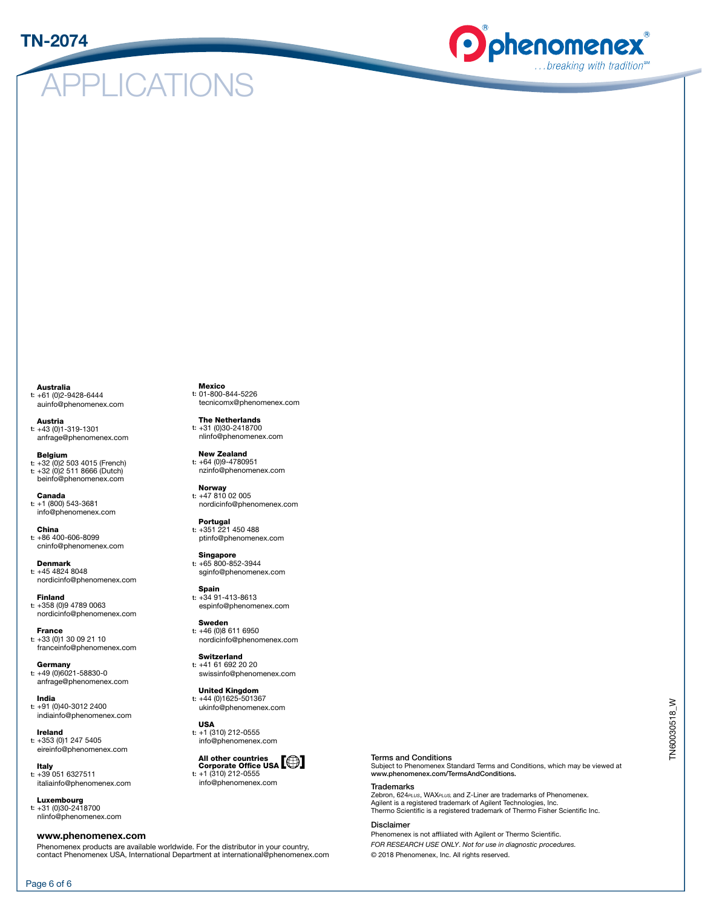**Australia**
t: +61 (0)2-9428-6444
auinfo@phenomenex.com

**Austria**
t: +43 (0)1-319-1301
anfrage@phenomenex.com

**Belgium**
t: +32 (0)2 503 4015 (French)
t: +32 (0)2 511 8666 (Dutch)
beinfo@phenomenex.com

**Canada**
t: +1 (800) 543-3681
info@phenomenex.com

**China**
t: +86 400-606-8099
cninfo@phenomenex.com

**Denmark**
t: +45 4824 8048
nordicinfo@phenomenex.com

**Finland**
t: +358 (0)9 4789 0063
nordicinfo@phenomenex.com

**France**
t: +33 (0)1 30 09 21 10
franceinfo@phenomenex.com

**Germany**
t: +49 (0)6021-58830-0
anfrage@phenomenex.com

**India**
t: +91 (0)40-3012 2400
indiainfo@phenomenex.com

**Ireland**
t: +353 (0)1 247 5405
eireinfo@phenomenex.com

**Italy**
t: +39 051 6327511
italiainfo@phenomenex.com

**Luxembourg**
t: +31 (0)30-2418700
nlinfo@phenomenex.com

**Mexico**
t: 01-800-844-5226
tecnicomx@phenomenex.com

**The Netherlands**
t: +31 (0)30-2418700
nlinfo@phenomenex.com

**New Zealand**
t: +64 (0)9-4780951
nzinfo@phenomenex.com

**Norway**
t: +47 810 02 005
nordicinfo@phenomenex.com

**Portugal**
t: +351 221 450 488
ptinfo@phenomenex.com

**Singapore**
t: +65 800-852-3944
sginfo@phenomenex.com

**Spain**
t: +34 91-413-8613
espinfo@phenomenex.com

**Sweden**
t: +46 (0)8 611 6950
nordicinfo@phenomenex.com

**Switzerland**
t: +41 61 692 20 20
swissinfo@phenomenex.com

**United Kingdom**
t: +44 (0)1625-501367
ukinfo@phenomenex.com

**USA**
t: +1 (310) 212-0555
info@phenomenex.com

**All other countries**
**Corporate Office USA**
t: +1 (310) 212-0555
info@phenomenex.com

**www.phenomenex.com**

Phenomenex products are available worldwide. For the distributor in your country, contact Phenomenex USA, International Department at international@phenomenex.com

Terms and Conditions
Subject to Phenomenex Standard Terms and Conditions, which may be viewed at **www.phenomenex.com/TermsAndConditions.**

Trademarks
Zebron, 624*PLUS*, WAX*PLUS*, and Z-Liner are trademarks of Phenomenex.
Agilent is a registered trademark of Agilent Technologies, Inc.
Thermo Scientific is a registered trademark of Thermo Fisher Scientific Inc.

Disclaimer
Phenomenex is not affiliated with Agilent or Thermo Scientific.
*FOR RESEARCH USE ONLY. Not for use in diagnostic procedures.*
© 2018 Phenomenex, Inc. All rights reserved.

TN60030518_W